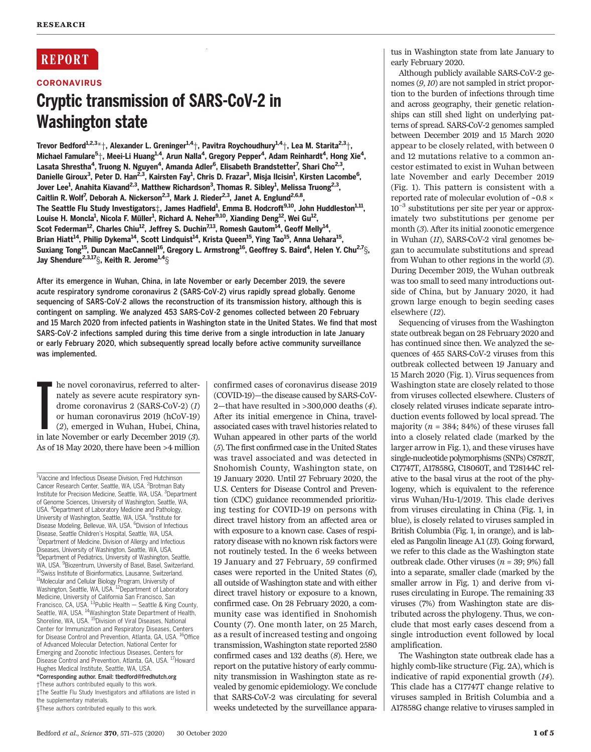RESEARCH

# REPORT

**CORONAVIRUS**

# Cryptic transmission of SARS-CoV-2 in Washington state

**Trevor Bedford[1,2,3]*†, Alexander L. Greninger[1,4]†, Pavitra Roychoudhury[1,4]†, Lea M. Starita[2,3]†, Michael Famulare[5]†, Meei-Li Huang[1,4], Arun Nalla[4], Gregory Pepper[4], Adam Reinhardt[4], Hong Xie[4], Lasata Shrestha[4], Truong N. Nguyen[4], Amanda Adler[6], Elisabeth Brandstetter[7], Shari Cho[2,3], Danielle Giroux[3], Peter D. Han[2,3], Kairsten Fay[1], Chris D. Frazar[3], Misja Ilcisin[1], Kirsten Lacombe[6], Jover Lee[1], Anahita Kiavand[2,3], Matthew Richardson[3], Thomas R. Sibley[1], Melissa Truong[2,3], Caitlin R. Wolf[7], Deborah A. Nickerson[2,3], Mark J. Rieder[2,3], Janet A. Englund[2,6,8], The Seattle Flu Study Investigators‡, James Hadfield[1], Emma B. Hodcroft[9,10], John Huddleston[1,11], Louise H. Moncla[1], Nicola F. Müller[1], Richard A. Neher[9,10], Xianding Deng[12], Wei Gu[12], Scot Federman[12], Charles Chiu[12], Jeffrey S. Duchin[7,13], Romesh Gautom[14], Geoff Melly[14], Brian Hiatt[14], Philip Dykema[14], Scott Lindquist[14], Krista Queen[15], Ying Tao[15], Anna Uehara[15], Suxiang Tong[15], Duncan MacCannell[16], Gregory L. Armstrong[16], Geoffrey S. Baird[4], Helen Y. Chu[2,7]§, Jay Shendure[2,3,17]§, Keith R. Jerome[1,4]§**

**After its emergence in Wuhan, China, in late November or early December 2019, the severe acute respiratory syndrome coronavirus 2 (SARS-CoV-2) virus rapidly spread globally. Genome sequencing of SARS-CoV-2 allows the reconstruction of its transmission history, although this is contingent on sampling. We analyzed 453 SARS-CoV-2 genomes collected between 20 February and 15 March 2020 from infected patients in Washington state in the United States. We find that most SARS-CoV-2 infections sampled during this time derive from a single introduction in late January or early February 2020, which subsequently spread locally before active community surveillance was implemented.**

The novel coronavirus, referred to alternately as severe acute respiratory syndrome coronavirus 2 (SARS-CoV-2) (*1*) or human coronavirus 2019 (hCoV-19) (*2*), emerged in Wuhan, Hubei, China, in late November or early December 2019 (*3*). As of 18 May 2020, there have been >4 million confirmed cases of coronavirus disease 2019 (COVID-19)—the disease caused by SARS-CoV-2—that have resulted in >300,000 deaths (*4*). After its initial emergence in China, travel-associated cases with travel histories related to Wuhan appeared in other parts of the world (*5*). The first confirmed case in the United States was travel associated and was detected in Snohomish County, Washington state, on 19 January 2020. Until 27 February 2020, the U.S. Centers for Disease Control and Prevention (CDC) guidance recommended prioritizing testing for COVID-19 on persons with direct travel history from an affected area or with exposure to a known case. Cases of respiratory disease with no known risk factors were not routinely tested. In the 6 weeks between 19 January and 27 February, 59 confirmed cases were reported in the United States (*6*), all outside of Washington state and with either direct travel history or exposure to a known, confirmed case. On 28 February 2020, a community case was identified in Snohomish County (*7*). One month later, on 25 March, as a result of increased testing and ongoing transmission, Washington state reported 2580 confirmed cases and 132 deaths (*8*). Here, we report on the putative history of early community transmission in Washington state as revealed by genomic epidemiology. We conclude that SARS-CoV-2 was circulating for several weeks undetected by the surveillance apparatus in Washington state from late January to early February 2020.

Although publicly available SARS-CoV-2 genomes (*9*, *10*) are not sampled in strict proportion to the burden of infections through time and across geography, their genetic relationships can still shed light on underlying patterns of spread. SARS-CoV-2 genomes sampled between December 2019 and 15 March 2020 appear to be closely related, with between 0 and 12 mutations relative to a common ancestor estimated to exist in Wuhan between late November and early December 2019 (Fig. 1). This pattern is consistent with a reported rate of molecular evolution of ~$0.8 \times 10^{-3}$ substitutions per site per year or approximately two substitutions per genome per month (*3*). After its initial zoonotic emergence in Wuhan (*11*), SARS-CoV-2 viral genomes began to accumulate substitutions and spread from Wuhan to other regions in the world (*3*). During December 2019, the Wuhan outbreak was too small to seed many introductions outside of China, but by January 2020, it had grown large enough to begin seeding cases elsewhere (*12*).

Sequencing of viruses from the Washington state outbreak began on 28 February 2020 and has continued since then. We analyzed the sequences of 455 SARS-CoV-2 viruses from this outbreak collected between 19 January and 15 March 2020 (Fig. 1). Virus sequences from Washington state are closely related to those from viruses collected elsewhere. Clusters of closely related viruses indicate separate introduction events followed by local spread. The majority ($n$ = 384; 84%) of these viruses fall into a closely related clade (marked by the larger arrow in Fig. 1), and these viruses have single-nucleotide polymorphisms (SNPs) C8782T, C17747T, A17858G, C18060T, and T28144C relative to the basal virus at the root of the phylogeny, which is equivalent to the reference virus Wuhan/Hu-1/2019. This clade derives from viruses circulating in China (Fig. 1, in blue), is closely related to viruses sampled in British Columbia (Fig. 1, in orange), and is labeled as Pangolin lineage A.1 (*13*). Going forward, we refer to this clade as the Washington state outbreak clade. Other viruses ($n$ = 39; 9%) fall into a separate, smaller clade (marked by the smaller arrow in Fig. 1) and derive from viruses circulating in Europe. The remaining 33 viruses (7%) from Washington state are distributed across the phylogeny. Thus, we conclude that most early cases descend from a single introduction event followed by local amplification.

The Washington state outbreak clade has a highly comb-like structure (Fig. 2A), which is indicative of rapid exponential growth (*14*). This clade has a C17747T change relative to viruses sampled in British Columbia and a A17858G change relative to viruses sampled in

---

[1]Vaccine and Infectious Disease Division, Fred Hutchinson Cancer Research Center, Seattle, WA, USA. [2]Brotman Baty Institute for Precision Medicine, Seattle, WA, USA. [3]Department of Genome Sciences, University of Washington, Seattle, WA, USA. [4]Department of Laboratory Medicine and Pathology, University of Washington, Seattle, WA, USA. [5]Institute for Disease Modeling, Bellevue, WA, USA. [6]Division of Infectious Disease, Seattle Children's Hospital, Seattle, WA, USA. [7]Department of Medicine, Division of Allergy and Infectious Diseases, University of Washington, Seattle, WA, USA. [8]Department of Pediatrics, University of Washington, Seattle, WA, USA. [9]Biozentrum, University of Basel, Basel, Switzerland. [10]Swiss Institute of Bioinformatics, Lausanne, Switzerland. [11]Molecular and Cellular Biology Program, University of Washington, Seattle, WA, USA. [12]Department of Laboratory Medicine, University of California San Francisco, San Francisco, CA, USA. [13]Public Health — Seattle & King County, Seattle, WA, USA. [14]Washington State Department of Health, Shoreline, WA, USA. [15]Division of Viral Diseases, National Center for Immunization and Respiratory Diseases, Centers for Disease Control and Prevention, Atlanta, GA, USA. [16]Office of Advanced Molecular Detection, National Center for Emerging and Zoonotic Infectious Diseases, Centers for Disease Control and Prevention, Atlanta, GA, USA. [17]Howard Hughes Medical Institute, Seattle, WA, USA.

*Corresponding author. Email: tbedford@fredhutch.org
†These authors contributed equally to this work.
‡The Seattle Flu Study Investigators and affiliations are listed in the supplementary materials.
§These authors contributed equally to this work.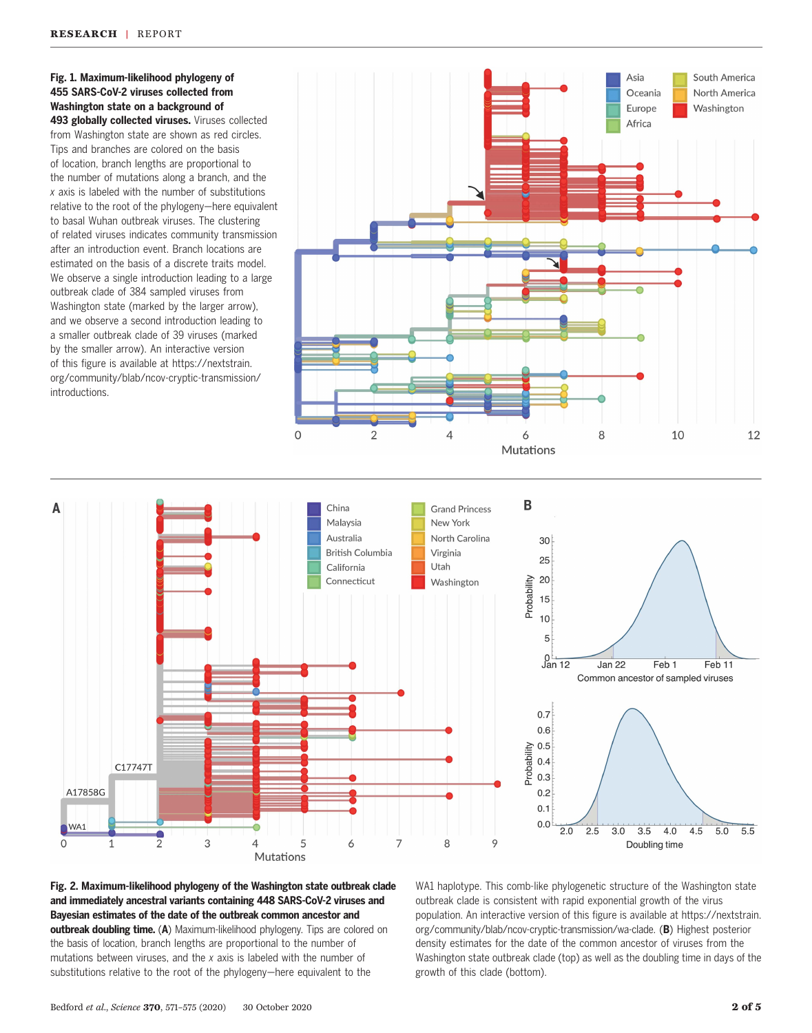**Fig. 1. Maximum-likelihood phylogeny of 455 SARS-CoV-2 viruses collected from Washington state on a background of 493 globally collected viruses.** Viruses collected from Washington state are shown as red circles. Tips and branches are colored on the basis of location, branch lengths are proportional to the number of mutations along a branch, and the *x* axis is labeled with the number of substitutions relative to the root of the phylogeny—here equivalent to basal Wuhan outbreak viruses. The clustering of related viruses indicates community transmission after an introduction event. Branch locations are estimated on the basis of a discrete traits model. We observe a single introduction leading to a large outbreak clade of 384 sampled viruses from Washington state (marked by the larger arrow), and we observe a second introduction leading to a smaller outbreak clade of 39 viruses (marked by the smaller arrow). An interactive version of this figure is available at https://nextstrain.org/community/blab/ncov-cryptic-transmission/introductions.

**Fig. 2. Maximum-likelihood phylogeny of the Washington state outbreak clade and immediately ancestral variants containing 448 SARS-CoV-2 viruses and Bayesian estimates of the date of the outbreak common ancestor and outbreak doubling time.** (**A**) Maximum-likelihood phylogeny. Tips and branches are colored on the basis of location, branch lengths are proportional to the number of mutations between viruses, and the *x* axis is labeled with the number of substitutions relative to the root of the phylogeny—here equivalent to the WA1 haplotype. This comb-like phylogenetic structure of the Washington state outbreak clade is consistent with rapid exponential growth of the virus population. An interactive version of this figure is available at https://nextstrain.org/community/blab/ncov-cryptic-transmission/wa-clade. (**B**) Highest posterior density estimates for the date of the common ancestor of viruses from the Washington state outbreak clade (top) as well as the doubling time in days of the growth of this clade (bottom).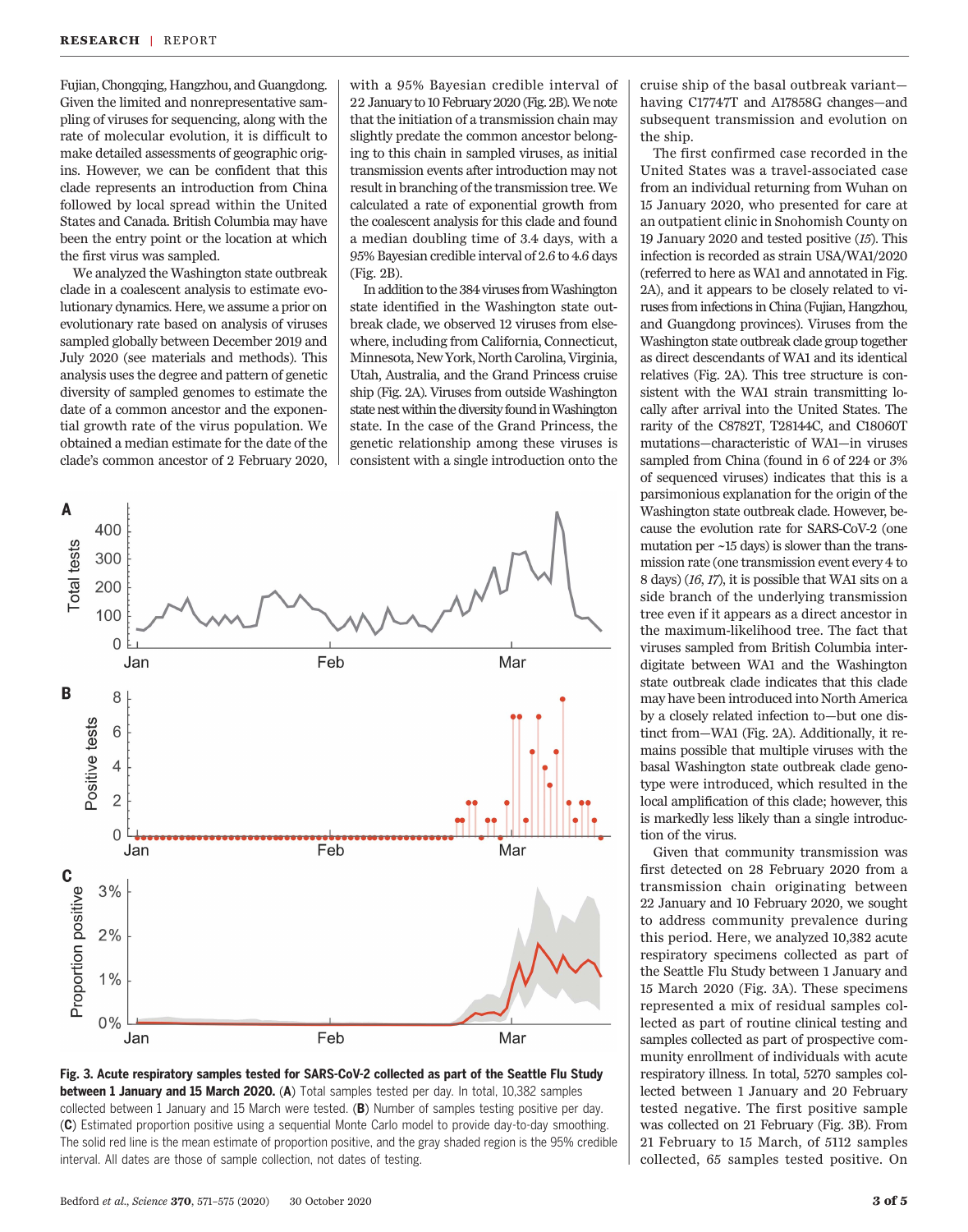Fujian, Chongqing, Hangzhou, and Guangdong. Given the limited and nonrepresentative sampling of viruses for sequencing, along with the rate of molecular evolution, it is difficult to make detailed assessments of geographic origins. However, we can be confident that this clade represents an introduction from China followed by local spread within the United States and Canada. British Columbia may have been the entry point or the location at which the first virus was sampled.

We analyzed the Washington state outbreak clade in a coalescent analysis to estimate evolutionary dynamics. Here, we assume a prior on evolutionary rate based on analysis of viruses sampled globally between December 2019 and July 2020 (see materials and methods). This analysis uses the degree and pattern of genetic diversity of sampled genomes to estimate the date of a common ancestor and the exponential growth rate of the virus population. We obtained a median estimate for the date of the clade's common ancestor of 2 February 2020, with a 95% Bayesian credible interval of 22 January to 10 February 2020 (Fig. 2B). We note that the initiation of a transmission chain may slightly predate the common ancestor belonging to this chain in sampled viruses, as initial transmission events after introduction may not result in branching of the transmission tree. We calculated a rate of exponential growth from the coalescent analysis for this clade and found a median doubling time of 3.4 days, with a 95% Bayesian credible interval of 2.6 to 4.6 days (Fig. 2B).

In addition to the 384 viruses from Washington state identified in the Washington state outbreak clade, we observed 12 viruses from elsewhere, including from California, Connecticut, Minnesota, New York, North Carolina, Virginia, Utah, Australia, and the Grand Princess cruise ship (Fig. 2A). Viruses from outside Washington state nest within the diversity found in Washington state. In the case of the Grand Princess, the genetic relationship among these viruses is consistent with a single introduction onto the cruise ship of the basal outbreak variant—having C17747T and A17858G changes—and subsequent transmission and evolution on the ship.

The first confirmed case recorded in the United States was a travel-associated case from an individual returning from Wuhan on 15 January 2020, who presented for care at an outpatient clinic in Snohomish County on 19 January 2020 and tested positive (*15*). This infection is recorded as strain USA/WA1/2020 (referred to here as WA1 and annotated in Fig. 2A), and it appears to be closely related to viruses from infections in China (Fujian, Hangzhou, and Guangdong provinces). Viruses from the Washington state outbreak clade group together as direct descendants of WA1 and its identical relatives (Fig. 2A). This tree structure is consistent with the WA1 strain transmitting locally after arrival into the United States. The rarity of the C8782T, T28144C, and C18060T mutations—characteristic of WA1—in viruses sampled from China (found in 6 of 224 or 3% of sequenced viruses) indicates that this is a parsimonious explanation for the origin of the Washington state outbreak clade. However, because the evolution rate for SARS-CoV-2 (one mutation per ~15 days) is slower than the transmission rate (one transmission event every 4 to 8 days) (*16*, *17*), it is possible that WA1 sits on a side branch of the underlying transmission tree even if it appears as a direct ancestor in the maximum-likelihood tree. The fact that viruses sampled from British Columbia interdigitate between WA1 and the Washington state outbreak clade indicates that this clade may have been introduced into North America by a closely related infection to—but one distinct from—WA1 (Fig. 2A). Additionally, it remains possible that multiple viruses with the basal Washington state outbreak clade genotype were introduced, which resulted in the local amplification of this clade; however, this is markedly less likely than a single introduction of the virus.

Given that community transmission was first detected on 28 February 2020 from a transmission chain originating between 22 January and 10 February 2020, we sought to address community prevalence during this period. Here, we analyzed 10,382 acute respiratory specimens collected as part of the Seattle Flu Study between 1 January and 15 March 2020 (Fig. 3A). These specimens represented a mix of residual samples collected as part of routine clinical testing and samples collected as part of prospective community enrollment of individuals with acute respiratory illness. In total, 5270 samples collected between 1 January and 20 February tested negative. The first positive sample was collected on 21 February (Fig. 3B). From 21 February to 15 March, of 5112 samples collected, 65 samples tested positive. On

**Fig. 3. Acute respiratory samples tested for SARS-CoV-2 collected as part of the Seattle Flu Study between 1 January and 15 March 2020.** (**A**) Total samples tested per day. In total, 10,382 samples collected between 1 January and 15 March were tested. (**B**) Number of samples testing positive per day. (**C**) Estimated proportion positive using a sequential Monte Carlo model to provide day-to-day smoothing. The solid red line is the mean estimate of proportion positive, and the gray shaded region is the 95% credible interval. All dates are those of sample collection, not dates of testing.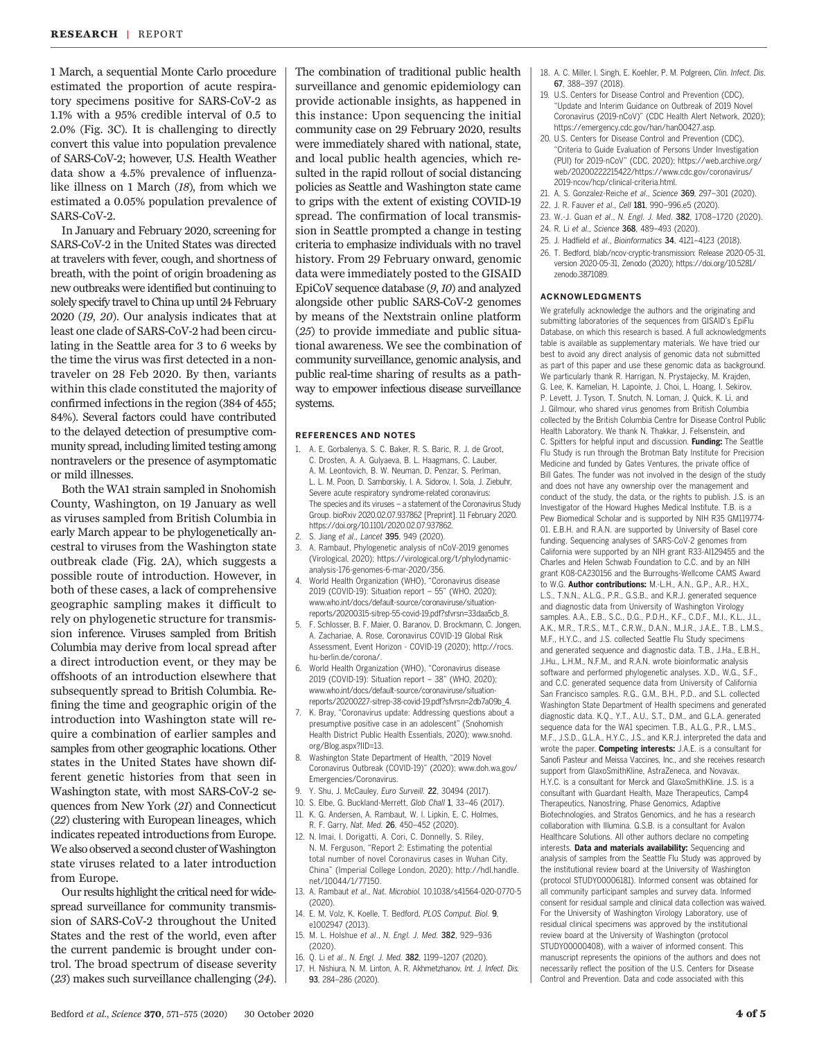1 March, a sequential Monte Carlo procedure estimated the proportion of acute respiratory specimens positive for SARS-CoV-2 as 1.1% with a 95% credible interval of 0.5 to 2.0% (Fig. 3C). It is challenging to directly convert this value into population prevalence of SARS-CoV-2; however, U.S. Health Weather data show a 4.5% prevalence of influenza-like illness on 1 March (*18*), from which we estimated a 0.05% population prevalence of SARS-CoV-2.

In January and February 2020, screening for SARS-CoV-2 in the United States was directed at travelers with fever, cough, and shortness of breath, with the point of origin broadening as new outbreaks were identified but continuing to solely specify travel to China up until 24 February 2020 (*19*, *20*). Our analysis indicates that at least one clade of SARS-CoV-2 had been circulating in the Seattle area for 3 to 6 weeks by the time the virus was first detected in a non-traveler on 28 Feb 2020. By then, variants within this clade constituted the majority of confirmed infections in the region (384 of 455; 84%). Several factors could have contributed to the delayed detection of presumptive community spread, including limited testing among nontravelers or the presence of asymptomatic or mild illnesses.

Both the WA1 strain sampled in Snohomish County, Washington, on 19 January as well as viruses sampled from British Columbia in early March appear to be phylogenetically ancestral to viruses from the Washington state outbreak clade (Fig. 2A), which suggests a possible route of introduction. However, in both of these cases, a lack of comprehensive geographic sampling makes it difficult to rely on phylogenetic structure for transmission inference. Viruses sampled from British Columbia may derive from local spread after a direct introduction event, or they may be offshoots of an introduction elsewhere that subsequently spread to British Columbia. Refining the time and geographic origin of the introduction into Washington state will require a combination of earlier samples and samples from other geographic locations. Other states in the United States have shown different genetic histories from that seen in Washington state, with most SARS-CoV-2 sequences from New York (*21*) and Connecticut (*22*) clustering with European lineages, which indicates repeated introductions from Europe. We also observed a second cluster of Washington state viruses related to a later introduction from Europe.

Our results highlight the critical need for widespread surveillance for community transmission of SARS-CoV-2 throughout the United States and the rest of the world, even after the current pandemic is brought under control. The broad spectrum of disease severity (*23*) makes such surveillance challenging (*24*). The combination of traditional public health surveillance and genomic epidemiology can provide actionable insights, as happened in this instance: Upon sequencing the initial community case on 29 February 2020, results were immediately shared with national, state, and local public health agencies, which resulted in the rapid rollout of social distancing policies as Seattle and Washington state came to grips with the extent of existing COVID-19 spread. The confirmation of local transmission in Seattle prompted a change in testing criteria to emphasize individuals with no travel history. From 29 February onward, genomic data were immediately posted to the GISAID EpiCoV sequence database (*9*, *10*) and analyzed alongside other public SARS-CoV-2 genomes by means of the Nextstrain online platform (*25*) to provide immediate and public situational awareness. We see the combination of community surveillance, genomic analysis, and public real-time sharing of results as a pathway to empower infectious disease surveillance systems.

## REFERENCES AND NOTES

1. A. E. Gorbalenya, S. C. Baker, R. S. Baric, R. J. de Groot, C. Drosten, A. A. Gulyaeva, B. L. Haagmans, C. Lauber, A. M. Leontovich, B. W. Neuman, D. Penzar, S. Perlman, L. L. M. Poon, D. Samborskiy, I. A. Sidorov, I. Sola, J. Ziebuhr, Severe acute respiratory syndrome-related coronavirus: The species and its viruses – a statement of the Coronavirus Study Group. bioRxiv 2020.02.07.937862 [Preprint]. 11 February 2020. https://doi.org/10.1101/2020.02.07.937862.
2. S. Jiang *et al*., *Lancet* **395**, 949 (2020).
3. A. Rambaut, Phylogenetic analysis of nCoV-2019 genomes (Virological, 2020); https://virological.org/t/phylodynamic-analysis-176-genomes-6-mar-2020/356.
4. World Health Organization (WHO), "Coronavirus disease 2019 (COVID-19): Situation report – 55" (WHO, 2020); www.who.int/docs/default-source/coronaviruse/situation-reports/20200315-sitrep-55-covid-19.pdf?sfvrsn=33daa5cb_8.
5. F. Schlosser, B. F. Maier, O. Baranov, D. Brockmann, C. Jongen, A. Zachariae, A. Rose, Coronavirus COVID-19 Global Risk Assessment, Event Horizon - COVID-19 (2020); http://rocs.hu-berlin.de/corona/.
6. World Health Organization (WHO), "Coronavirus disease 2019 (COVID-19): Situation report – 38" (WHO, 2020); www.who.int/docs/default-source/coronaviruse/situation-reports/20200227-sitrep-38-covid-19.pdf?sfvrsn=2db7a09b_4.
7. K. Bray, "Coronavirus update: Addressing questions about a presumptive positive case in an adolescent" (Snohomish Health District Public Health Essentials, 2020); www.snohd.org/Blog.aspx?IID=13.
8. Washington State Department of Health, "2019 Novel Coronavirus Outbreak (COVID-19)" (2020); www.doh.wa.gov/Emergencies/Coronavirus.
9. Y. Shu, J. McCauley, *Euro Surveill.* **22**, 30494 (2017).
10. S. Elbe, G. Buckland-Merrett, *Glob Chall* **1**, 33–46 (2017).
11. K. G. Andersen, A. Rambaut, W. I. Lipkin, E. C. Holmes, R. F. Garry, *Nat. Med.* **26**, 450–452 (2020).
12. N. Imai, I. Dorigatti, A. Cori, C. Donnelly, S. Riley, N. M. Ferguson, "Report 2: Estimating the potential total number of novel Coronavirus cases in Wuhan City, China" (Imperial College London, 2020); http://hdl.handle.net/10044/1/77150.
13. A. Rambaut *et al*., *Nat. Microbiol.* 10.1038/s41564-020-0770-5 (2020).
14. E. M. Volz, K. Koelle, T. Bedford, *PLOS Comput. Biol.* **9**, e1002947 (2013).
15. M. L. Holshue *et al*., *N. Engl. J. Med.* **382**, 929–936 (2020).
16. Q. Li *et al*., *N. Engl. J. Med.* **382**, 1199–1207 (2020).
17. H. Nishiura, N. M. Linton, A. R. Akhmetzhanov, *Int. J. Infect. Dis.* **93**, 284–286 (2020).
18. A. C. Miller, I. Singh, E. Koehler, P. M. Polgreen, *Clin. Infect. Dis.* **67**, 388–397 (2018).
19. U.S. Centers for Disease Control and Prevention (CDC), "Update and Interim Guidance on Outbreak of 2019 Novel Coronavirus (2019-nCoV)" (CDC Health Alert Network, 2020); https://emergency.cdc.gov/han/han00427.asp.
20. U.S. Centers for Disease Control and Prevention (CDC), "Criteria to Guide Evaluation of Persons Under Investigation (PUI) for 2019-nCoV" (CDC, 2020); https://web.archive.org/web/20200222215422/https://www.cdc.gov/coronavirus/2019-ncov/hcp/clinical-criteria.html.
21. A. S. Gonzalez-Reiche *et al*., *Science* **369**, 297–301 (2020).
22. J. R. Fauver *et al*., *Cell* **181**, 990–996.e5 (2020).
23. W.-J. Guan *et al*., *N. Engl. J. Med.* **382**, 1708–1720 (2020).
24. R. Li *et al*., *Science* **368**, 489–493 (2020).
25. J. Hadfield *et al*., *Bioinformatics* **34**, 4121–4123 (2018).
26. T. Bedford, blab/ncov-cryptic-transmission: Release 2020-05-31, version 2020-05-31, Zenodo (2020); https://doi.org/10.5281/zenodo.3871089.

## ACKNOWLEDGMENTS

We gratefully acknowledge the authors and the originating and submitting laboratories of the sequences from GISAID's EpiFlu Database, on which this research is based. A full acknowledgments table is available as supplementary materials. We have tried our best to avoid any direct analysis of genomic data not submitted as part of this paper and use these genomic data as background. We particularly thank R. Harrigan, N. Prystajecky, M. Krajden, G. Lee, K. Kamelian, H. Lapointe, J. Choi, L. Hoang, I. Sekirov, P. Levett, J. Tyson, T. Snutch, N. Loman, J. Quick, K. Li, and J. Gilmour, who shared virus genomes from British Columbia collected by the British Columbia Centre for Disease Control Public Health Laboratory. We thank N. Thakkar, J. Felsenstein, and C. Spitters for helpful input and discussion. **Funding:** The Seattle Flu Study is run through the Brotman Baty Institute for Precision Medicine and funded by Gates Ventures, the private office of Bill Gates. The funder was not involved in the design of the study and does not have any ownership over the management and conduct of the study, the data, or the rights to publish. J.S. is an Investigator of the Howard Hughes Medical Institute. T.B. is a Pew Biomedical Scholar and is supported by NIH R35 GM119774-01. E.B.H. and R.A.N. are supported by University of Basel core funding. Sequencing analyses of SARS-CoV-2 genomes from California were supported by an NIH grant R33-AI129455 and the Charles and Helen Schwab Foundation to C.C. and by an NIH grant K08-CA230156 and the Burroughs-Wellcome CAMS Award to W.G. **Author contributions:** M.-L.H., A.N., G.P., A.R., H.X., L.S., T.N.N., A.L.G., P.R., G.S.B., and K.R.J. generated sequence and diagnostic data from University of Washington Virology samples. A.A., E.B., S.C., D.G., P.D.H., K.F., C.D.F., M.I., K.L., J.L., A.K., M.R., T.R.S., M.T., C.R.W., D.A.N., M.J.R., J.A.E., T.B., L.M.S., M.F., H.Y.C., and J.S. collected Seattle Flu Study specimens and generated sequence and diagnostic data. T.B., J.Ha., E.B.H., J.Hu., L.H.M., N.F.M., and R.A.N. wrote bioinformatic analysis software and performed phylogenetic analyses. X.D., W.G., S.F., and C.C. generated sequence data from University of California San Francisco samples. R.G., G.M., B.H., P.D., and S.L. collected Washington State Department of Health specimens and generated diagnostic data. K.Q., Y.T., A.U., S.T., D.M., and G.L.A. generated sequence data for the WA1 specimen. T.B., A.L.G., P.R., L.M.S., M.F., J.S.D., G.L.A., H.Y.C., J.S., and K.R.J. interpreted the data and wrote the paper. **Competing interests:** J.A.E. is a consultant for Sanofi Pasteur and Meissa Vaccines, Inc., and she receives research support from GlaxoSmithKline, AstraZeneca, and Novavax. H.Y.C. is a consultant for Merck and GlaxoSmithKline. J.S. is a consultant with Guardant Health, Maze Therapeutics, Camp4 Therapeutics, Nanostring, Phase Genomics, Adaptive Biotechnologies, and Stratos Genomics, and he has a research collaboration with Illumina. G.S.B. is a consultant for Avalon Healthcare Solutions. All other authors declare no competing interests. **Data and materials availability:** Sequencing and analysis of samples from the Seattle Flu Study was approved by the institutional review board at the University of Washington (protocol STUDY00006181). Informed consent was obtained for all community participant samples and survey data. Informed consent for residual sample and clinical data collection was waived. For the University of Washington Virology Laboratory, use of residual clinical specimens was approved by the institutional review board at the University of Washington (protocol STUDY00000408), with a waiver of informed consent. This manuscript represents the opinions of the authors and does not necessarily reflect the position of the U.S. Centers for Disease Control and Prevention. Data and code associated with this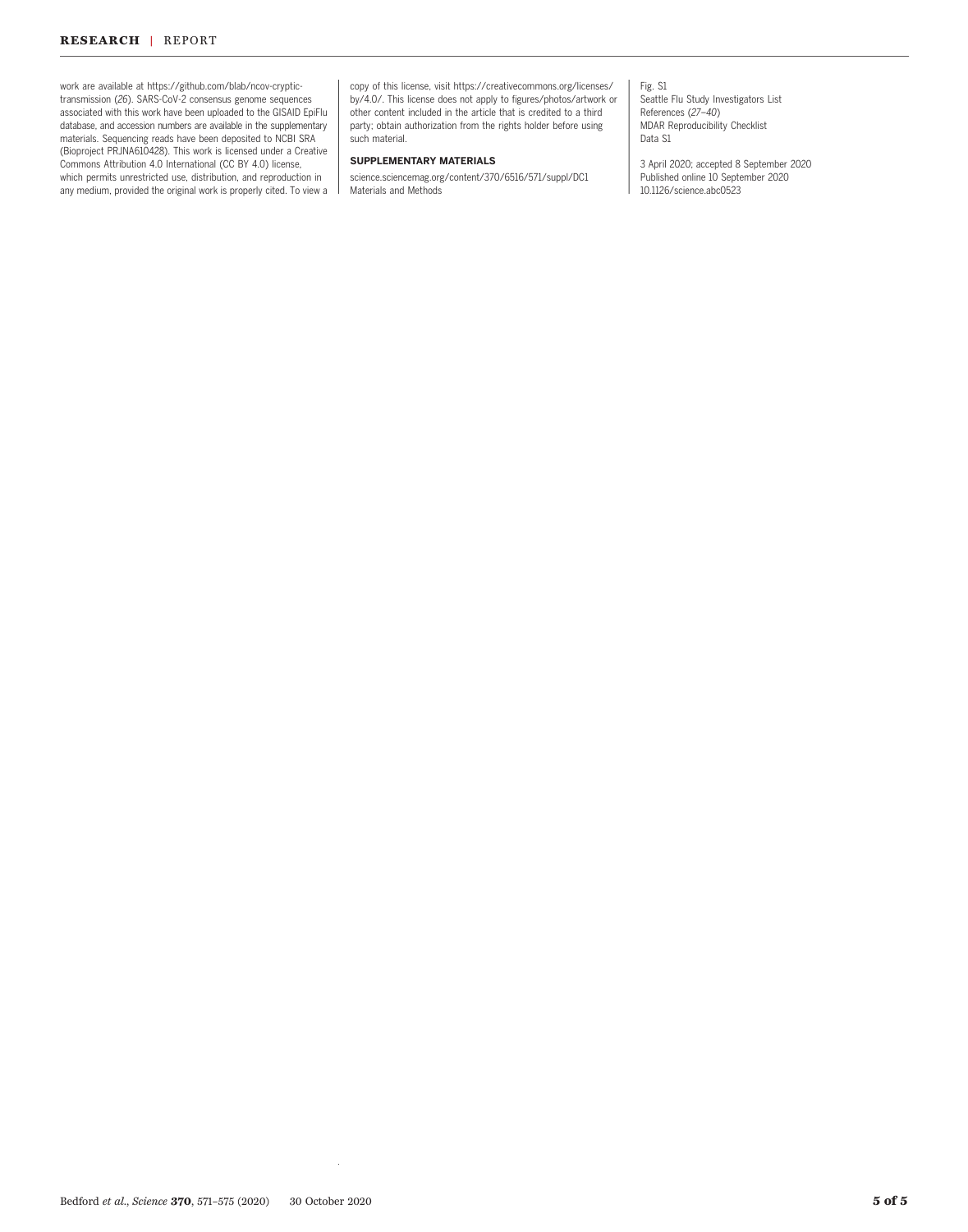work are available at https://github.com/blab/ncov-cryptic-transmission (*26*). SARS-CoV-2 consensus genome sequences associated with this work have been uploaded to the GISAID EpiFlu database, and accession numbers are available in the supplementary materials. Sequencing reads have been deposited to NCBI SRA (Bioproject PRJNA610428). This work is licensed under a Creative Commons Attribution 4.0 International (CC BY 4.0) license, which permits unrestricted use, distribution, and reproduction in any medium, provided the original work is properly cited. To view a copy of this license, visit https://creativecommons.org/licenses/by/4.0/. This license does not apply to figures/photos/artwork or other content included in the article that is credited to a third party; obtain authorization from the rights holder before using such material.

### SUPPLEMENTARY MATERIALS

science.sciencemag.org/content/370/6516/571/suppl/DC1
Materials and Methods
Fig. S1
Seattle Flu Study Investigators List
References (*27*–*40*)
MDAR Reproducibility Checklist
Data S1

3 April 2020; accepted 8 September 2020
Published online 10 September 2020
10.1126/science.abc0523